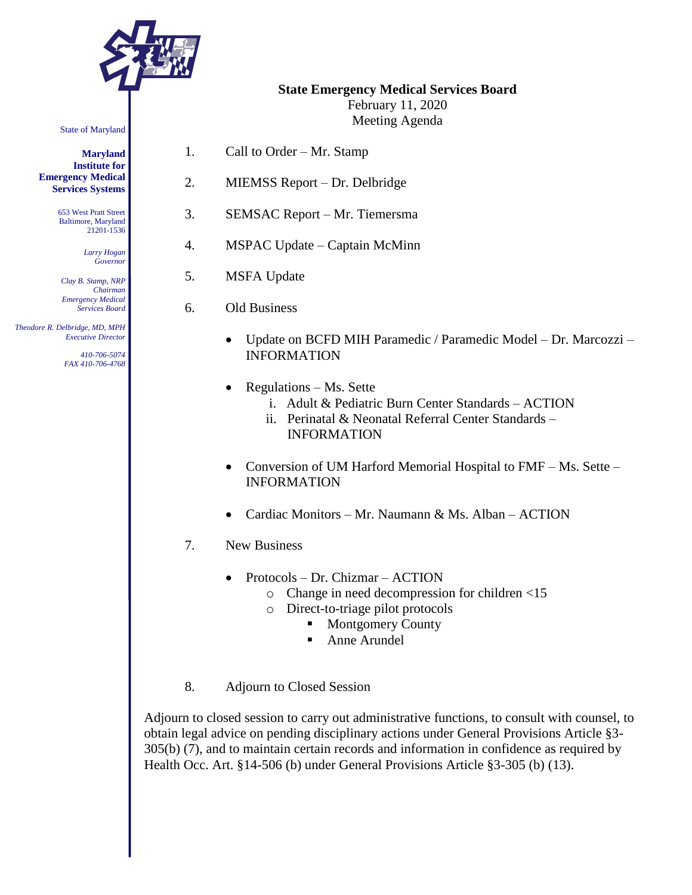State of Maryland

**Maryland Institute for Emergency Medical Services Systems**

653 West Pratt Street
Baltimore, Maryland
21201-1536

*Larry Hogan*
*Governor*

*Clay B. Stamp, NRP*
*Chairman*
*Emergency Medical Services Board*

*Theodore R. Delbridge, MD, MPH*
*Executive Director*

*410-706-5074*
*FAX 410-706-4768*

**State Emergency Medical Services Board**
February 11, 2020
Meeting Agenda

1. Call to Order – Mr. Stamp

2. MIEMSS Report – Dr. Delbridge

3. SEMSAC Report – Mr. Tiemersma

4. MSPAC Update – Captain McMinn

5. MSFA Update

6. Old Business

   - Update on BCFD MIH Paramedic / Paramedic Model – Dr. Marcozzi – INFORMATION

   - Regulations – Ms. Sette
     - i. Adult & Pediatric Burn Center Standards – ACTION
     - ii. Perinatal & Neonatal Referral Center Standards – INFORMATION

   - Conversion of UM Harford Memorial Hospital to FMF – Ms. Sette – INFORMATION

   - Cardiac Monitors – Mr. Naumann & Ms. Alban – ACTION

7. New Business

   - Protocols – Dr. Chizmar – ACTION
     - Change in need decompression for children <15
     - Direct-to-triage pilot protocols
       - Montgomery County
       - Anne Arundel

8. Adjourn to Closed Session

Adjourn to closed session to carry out administrative functions, to consult with counsel, to obtain legal advice on pending disciplinary actions under General Provisions Article §3-305(b) (7), and to maintain certain records and information in confidence as required by Health Occ. Art. §14-506 (b) under General Provisions Article §3-305 (b) (13).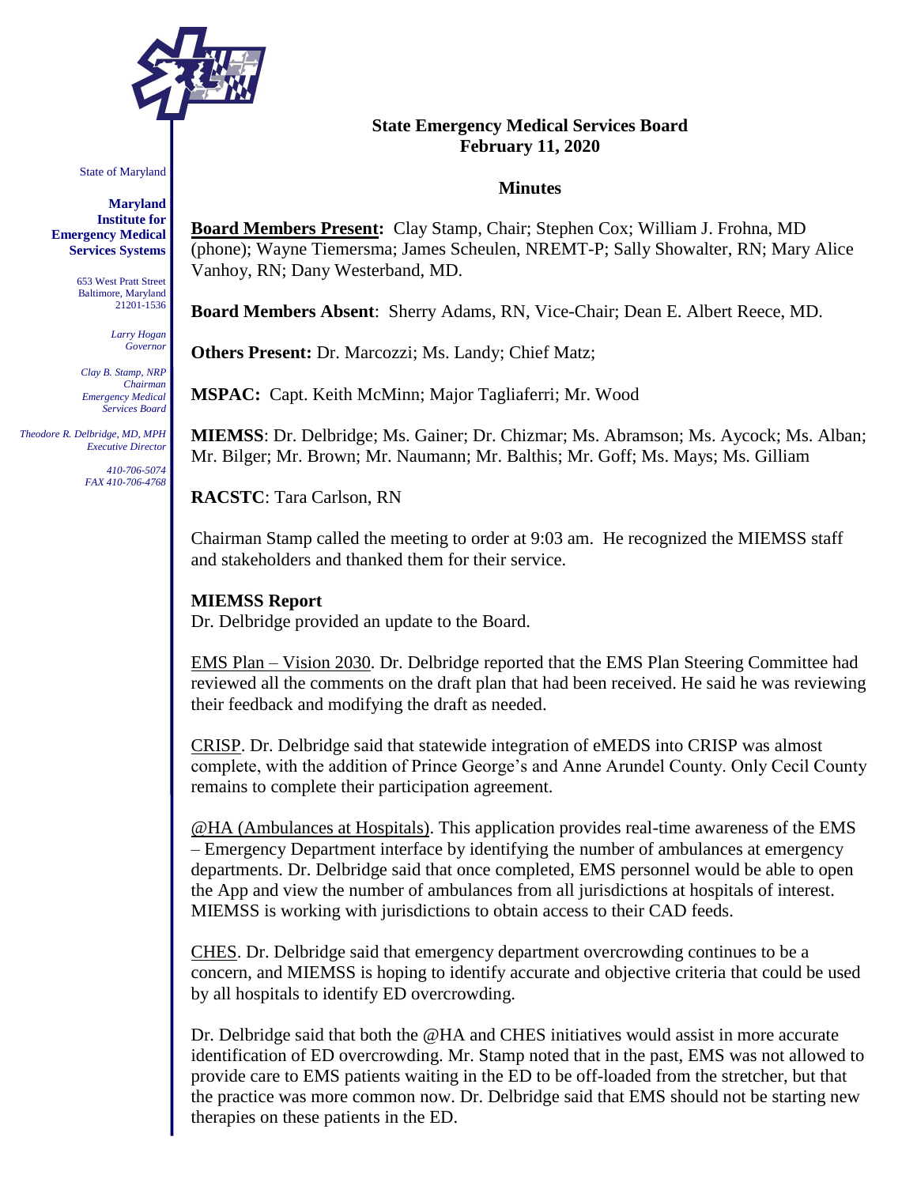State of Maryland

**Maryland Institute for Emergency Medical Services Systems**

653 West Pratt Street
Baltimore, Maryland
21201-1536

*Larry Hogan*
*Governor*

*Clay B. Stamp, NRP*
*Chairman*
*Emergency Medical Services Board*

*Theodore R. Delbridge, MD, MPH*
*Executive Director*

*410-706-5074*
*FAX 410-706-4768*

**State Emergency Medical Services Board**
**February 11, 2020**

**Minutes**

**Board Members Present:** Clay Stamp, Chair; Stephen Cox; William J. Frohna, MD (phone); Wayne Tiemersma; James Scheulen, NREMT-P; Sally Showalter, RN; Mary Alice Vanhoy, RN; Dany Westerband, MD.

**Board Members Absent**: Sherry Adams, RN, Vice-Chair; Dean E. Albert Reece, MD.

**Others Present:** Dr. Marcozzi; Ms. Landy; Chief Matz;

**MSPAC:** Capt. Keith McMinn; Major Tagliaferri; Mr. Wood

**MIEMSS**: Dr. Delbridge; Ms. Gainer; Dr. Chizmar; Ms. Abramson; Ms. Aycock; Ms. Alban; Mr. Bilger; Mr. Brown; Mr. Naumann; Mr. Balthis; Mr. Goff; Ms. Mays; Ms. Gilliam

**RACSTC**: Tara Carlson, RN

Chairman Stamp called the meeting to order at 9:03 am. He recognized the MIEMSS staff and stakeholders and thanked them for their service.

**MIEMSS Report**
Dr. Delbridge provided an update to the Board.

EMS Plan – Vision 2030. Dr. Delbridge reported that the EMS Plan Steering Committee had reviewed all the comments on the draft plan that had been received. He said he was reviewing their feedback and modifying the draft as needed.

CRISP. Dr. Delbridge said that statewide integration of eMEDS into CRISP was almost complete, with the addition of Prince George's and Anne Arundel County. Only Cecil County remains to complete their participation agreement.

@HA (Ambulances at Hospitals). This application provides real-time awareness of the EMS – Emergency Department interface by identifying the number of ambulances at emergency departments. Dr. Delbridge said that once completed, EMS personnel would be able to open the App and view the number of ambulances from all jurisdictions at hospitals of interest. MIEMSS is working with jurisdictions to obtain access to their CAD feeds.

CHES. Dr. Delbridge said that emergency department overcrowding continues to be a concern, and MIEMSS is hoping to identify accurate and objective criteria that could be used by all hospitals to identify ED overcrowding.

Dr. Delbridge said that both the @HA and CHES initiatives would assist in more accurate identification of ED overcrowding. Mr. Stamp noted that in the past, EMS was not allowed to provide care to EMS patients waiting in the ED to be off-loaded from the stretcher, but that the practice was more common now. Dr. Delbridge said that EMS should not be starting new therapies on these patients in the ED.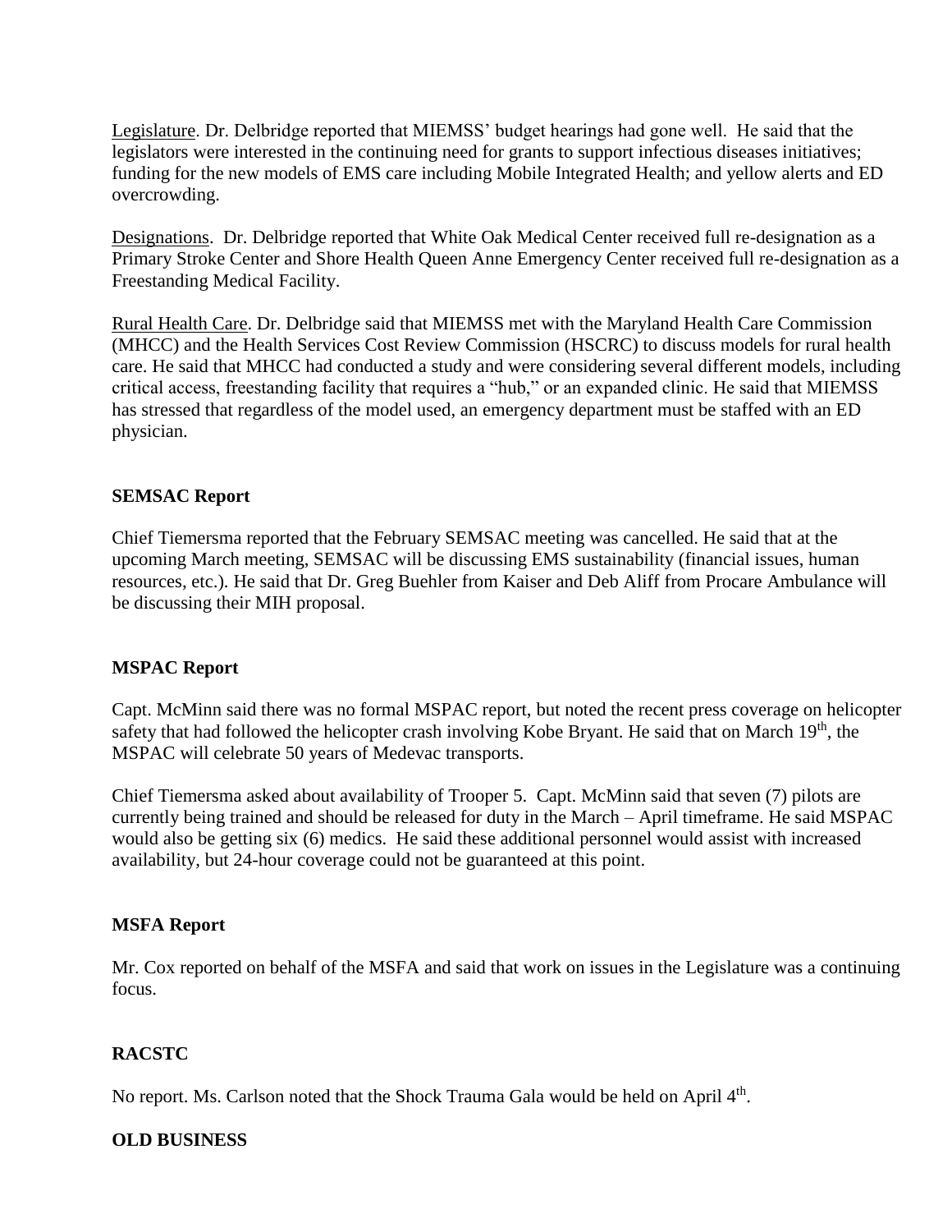Legislature. Dr. Delbridge reported that MIEMSS' budget hearings had gone well. He said that the legislators were interested in the continuing need for grants to support infectious diseases initiatives; funding for the new models of EMS care including Mobile Integrated Health; and yellow alerts and ED overcrowding.

Designations. Dr. Delbridge reported that White Oak Medical Center received full re-designation as a Primary Stroke Center and Shore Health Queen Anne Emergency Center received full re-designation as a Freestanding Medical Facility.

Rural Health Care. Dr. Delbridge said that MIEMSS met with the Maryland Health Care Commission (MHCC) and the Health Services Cost Review Commission (HSCRC) to discuss models for rural health care. He said that MHCC had conducted a study and were considering several different models, including critical access, freestanding facility that requires a "hub," or an expanded clinic. He said that MIEMSS has stressed that regardless of the model used, an emergency department must be staffed with an ED physician.

**SEMSAC Report**

Chief Tiemersma reported that the February SEMSAC meeting was cancelled. He said that at the upcoming March meeting, SEMSAC will be discussing EMS sustainability (financial issues, human resources, etc.). He said that Dr. Greg Buehler from Kaiser and Deb Aliff from Procare Ambulance will be discussing their MIH proposal.

**MSPAC Report**

Capt. McMinn said there was no formal MSPAC report, but noted the recent press coverage on helicopter safety that had followed the helicopter crash involving Kobe Bryant. He said that on March 19th, the MSPAC will celebrate 50 years of Medevac transports.

Chief Tiemersma asked about availability of Trooper 5. Capt. McMinn said that seven (7) pilots are currently being trained and should be released for duty in the March – April timeframe. He said MSPAC would also be getting six (6) medics. He said these additional personnel would assist with increased availability, but 24-hour coverage could not be guaranteed at this point.

**MSFA Report**

Mr. Cox reported on behalf of the MSFA and said that work on issues in the Legislature was a continuing focus.

**RACSTC**

No report. Ms. Carlson noted that the Shock Trauma Gala would be held on April 4th.

**OLD BUSINESS**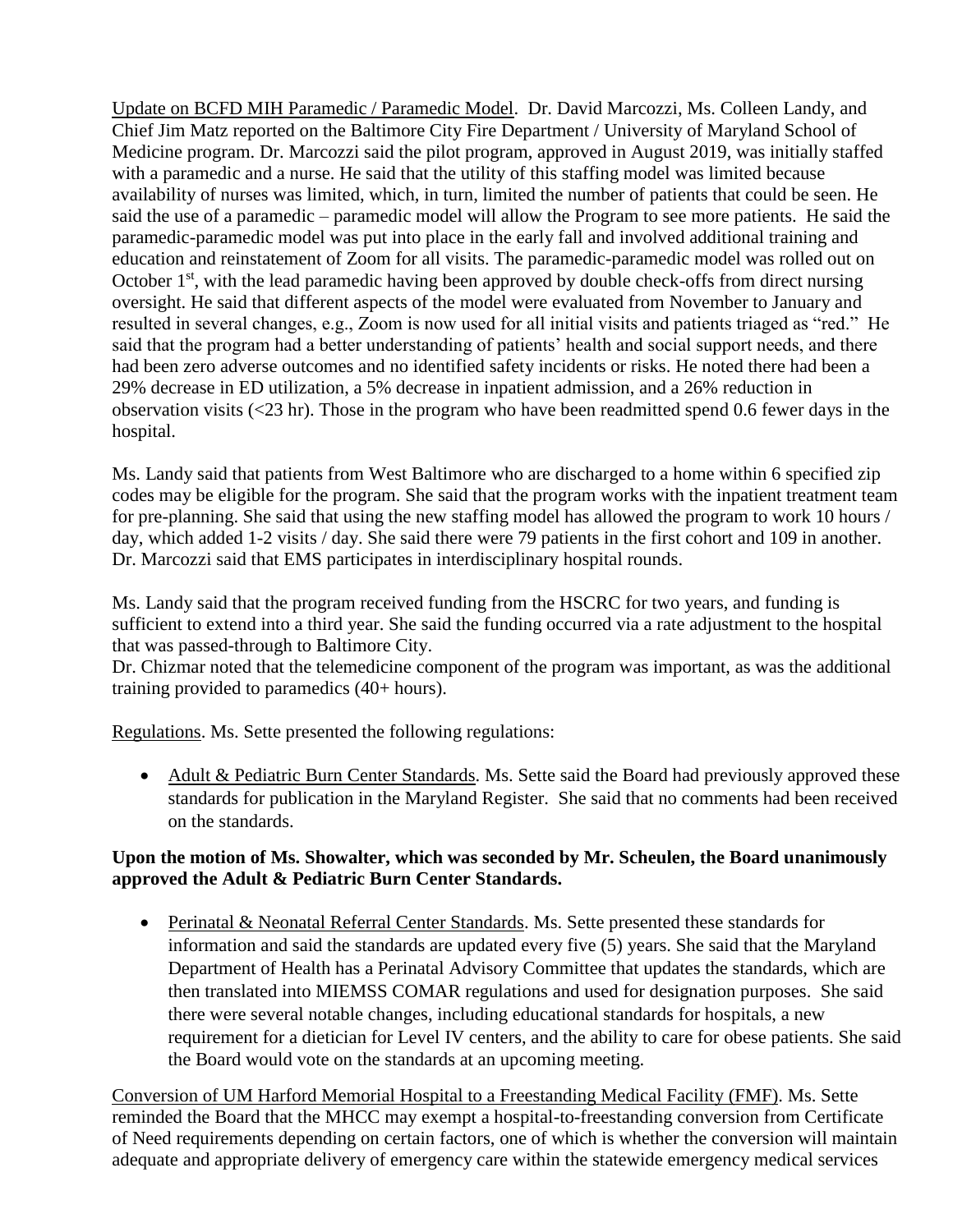Update on BCFD MIH Paramedic / Paramedic Model. Dr. David Marcozzi, Ms. Colleen Landy, and Chief Jim Matz reported on the Baltimore City Fire Department / University of Maryland School of Medicine program. Dr. Marcozzi said the pilot program, approved in August 2019, was initially staffed with a paramedic and a nurse. He said that the utility of this staffing model was limited because availability of nurses was limited, which, in turn, limited the number of patients that could be seen. He said the use of a paramedic – paramedic model will allow the Program to see more patients. He said the paramedic-paramedic model was put into place in the early fall and involved additional training and education and reinstatement of Zoom for all visits. The paramedic-paramedic model was rolled out on October 1st, with the lead paramedic having been approved by double check-offs from direct nursing oversight. He said that different aspects of the model were evaluated from November to January and resulted in several changes, e.g., Zoom is now used for all initial visits and patients triaged as "red." He said that the program had a better understanding of patients' health and social support needs, and there had been zero adverse outcomes and no identified safety incidents or risks. He noted there had been a 29% decrease in ED utilization, a 5% decrease in inpatient admission, and a 26% reduction in observation visits (<23 hr). Those in the program who have been readmitted spend 0.6 fewer days in the hospital.

Ms. Landy said that patients from West Baltimore who are discharged to a home within 6 specified zip codes may be eligible for the program. She said that the program works with the inpatient treatment team for pre-planning. She said that using the new staffing model has allowed the program to work 10 hours / day, which added 1-2 visits / day. She said there were 79 patients in the first cohort and 109 in another. Dr. Marcozzi said that EMS participates in interdisciplinary hospital rounds.

Ms. Landy said that the program received funding from the HSCRC for two years, and funding is sufficient to extend into a third year. She said the funding occurred via a rate adjustment to the hospital that was passed-through to Baltimore City.
Dr. Chizmar noted that the telemedicine component of the program was important, as was the additional training provided to paramedics (40+ hours).

Regulations. Ms. Sette presented the following regulations:

- Adult & Pediatric Burn Center Standards. Ms. Sette said the Board had previously approved these standards for publication in the Maryland Register. She said that no comments had been received on the standards.

**Upon the motion of Ms. Showalter, which was seconded by Mr. Scheulen, the Board unanimously approved the Adult & Pediatric Burn Center Standards.**

- Perinatal & Neonatal Referral Center Standards. Ms. Sette presented these standards for information and said the standards are updated every five (5) years. She said that the Maryland Department of Health has a Perinatal Advisory Committee that updates the standards, which are then translated into MIEMSS COMAR regulations and used for designation purposes. She said there were several notable changes, including educational standards for hospitals, a new requirement for a dietician for Level IV centers, and the ability to care for obese patients. She said the Board would vote on the standards at an upcoming meeting.

Conversion of UM Harford Memorial Hospital to a Freestanding Medical Facility (FMF). Ms. Sette reminded the Board that the MHCC may exempt a hospital-to-freestanding conversion from Certificate of Need requirements depending on certain factors, one of which is whether the conversion will maintain adequate and appropriate delivery of emergency care within the statewide emergency medical services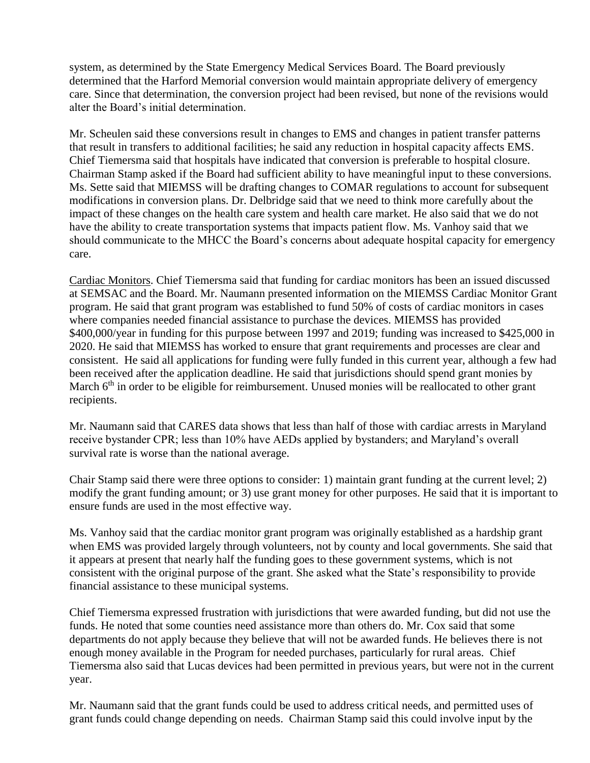system, as determined by the State Emergency Medical Services Board. The Board previously determined that the Harford Memorial conversion would maintain appropriate delivery of emergency care. Since that determination, the conversion project had been revised, but none of the revisions would alter the Board's initial determination.

Mr. Scheulen said these conversions result in changes to EMS and changes in patient transfer patterns that result in transfers to additional facilities; he said any reduction in hospital capacity affects EMS. Chief Tiemersma said that hospitals have indicated that conversion is preferable to hospital closure. Chairman Stamp asked if the Board had sufficient ability to have meaningful input to these conversions. Ms. Sette said that MIEMSS will be drafting changes to COMAR regulations to account for subsequent modifications in conversion plans. Dr. Delbridge said that we need to think more carefully about the impact of these changes on the health care system and health care market. He also said that we do not have the ability to create transportation systems that impacts patient flow. Ms. Vanhoy said that we should communicate to the MHCC the Board's concerns about adequate hospital capacity for emergency care.

Cardiac Monitors. Chief Tiemersma said that funding for cardiac monitors has been an issued discussed at SEMSAC and the Board. Mr. Naumann presented information on the MIEMSS Cardiac Monitor Grant program. He said that grant program was established to fund 50% of costs of cardiac monitors in cases where companies needed financial assistance to purchase the devices. MIEMSS has provided \$400,000/year in funding for this purpose between 1997 and 2019; funding was increased to \$425,000 in 2020. He said that MIEMSS has worked to ensure that grant requirements and processes are clear and consistent. He said all applications for funding were fully funded in this current year, although a few had been received after the application deadline. He said that jurisdictions should spend grant monies by March 6th in order to be eligible for reimbursement. Unused monies will be reallocated to other grant recipients.

Mr. Naumann said that CARES data shows that less than half of those with cardiac arrests in Maryland receive bystander CPR; less than 10% have AEDs applied by bystanders; and Maryland's overall survival rate is worse than the national average.

Chair Stamp said there were three options to consider: 1) maintain grant funding at the current level; 2) modify the grant funding amount; or 3) use grant money for other purposes. He said that it is important to ensure funds are used in the most effective way.

Ms. Vanhoy said that the cardiac monitor grant program was originally established as a hardship grant when EMS was provided largely through volunteers, not by county and local governments. She said that it appears at present that nearly half the funding goes to these government systems, which is not consistent with the original purpose of the grant. She asked what the State's responsibility to provide financial assistance to these municipal systems.

Chief Tiemersma expressed frustration with jurisdictions that were awarded funding, but did not use the funds. He noted that some counties need assistance more than others do. Mr. Cox said that some departments do not apply because they believe that will not be awarded funds. He believes there is not enough money available in the Program for needed purchases, particularly for rural areas. Chief Tiemersma also said that Lucas devices had been permitted in previous years, but were not in the current year.

Mr. Naumann said that the grant funds could be used to address critical needs, and permitted uses of grant funds could change depending on needs. Chairman Stamp said this could involve input by the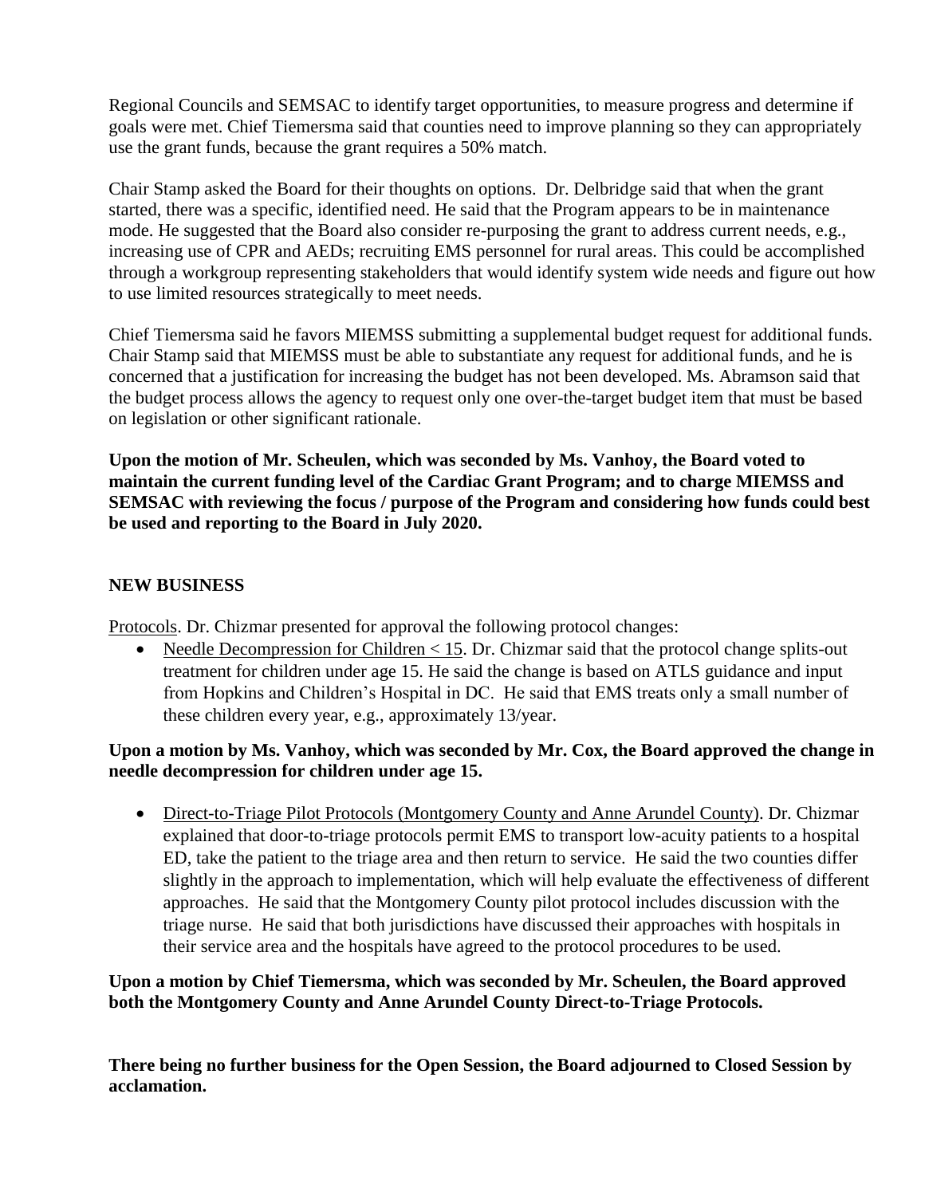Regional Councils and SEMSAC to identify target opportunities, to measure progress and determine if goals were met. Chief Tiemersma said that counties need to improve planning so they can appropriately use the grant funds, because the grant requires a 50% match.

Chair Stamp asked the Board for their thoughts on options. Dr. Delbridge said that when the grant started, there was a specific, identified need. He said that the Program appears to be in maintenance mode. He suggested that the Board also consider re-purposing the grant to address current needs, e.g., increasing use of CPR and AEDs; recruiting EMS personnel for rural areas. This could be accomplished through a workgroup representing stakeholders that would identify system wide needs and figure out how to use limited resources strategically to meet needs.

Chief Tiemersma said he favors MIEMSS submitting a supplemental budget request for additional funds. Chair Stamp said that MIEMSS must be able to substantiate any request for additional funds, and he is concerned that a justification for increasing the budget has not been developed. Ms. Abramson said that the budget process allows the agency to request only one over-the-target budget item that must be based on legislation or other significant rationale.

**Upon the motion of Mr. Scheulen, which was seconded by Ms. Vanhoy, the Board voted to maintain the current funding level of the Cardiac Grant Program; and to charge MIEMSS and SEMSAC with reviewing the focus / purpose of the Program and considering how funds could best be used and reporting to the Board in July 2020.**

## NEW BUSINESS

Protocols. Dr. Chizmar presented for approval the following protocol changes:

- Needle Decompression for Children < 15. Dr. Chizmar said that the protocol change splits-out treatment for children under age 15. He said the change is based on ATLS guidance and input from Hopkins and Children's Hospital in DC. He said that EMS treats only a small number of these children every year, e.g., approximately 13/year.

**Upon a motion by Ms. Vanhoy, which was seconded by Mr. Cox, the Board approved the change in needle decompression for children under age 15.**

- Direct-to-Triage Pilot Protocols (Montgomery County and Anne Arundel County). Dr. Chizmar explained that door-to-triage protocols permit EMS to transport low-acuity patients to a hospital ED, take the patient to the triage area and then return to service. He said the two counties differ slightly in the approach to implementation, which will help evaluate the effectiveness of different approaches. He said that the Montgomery County pilot protocol includes discussion with the triage nurse. He said that both jurisdictions have discussed their approaches with hospitals in their service area and the hospitals have agreed to the protocol procedures to be used.

**Upon a motion by Chief Tiemersma, which was seconded by Mr. Scheulen, the Board approved both the Montgomery County and Anne Arundel County Direct-to-Triage Protocols.**

**There being no further business for the Open Session, the Board adjourned to Closed Session by acclamation.**